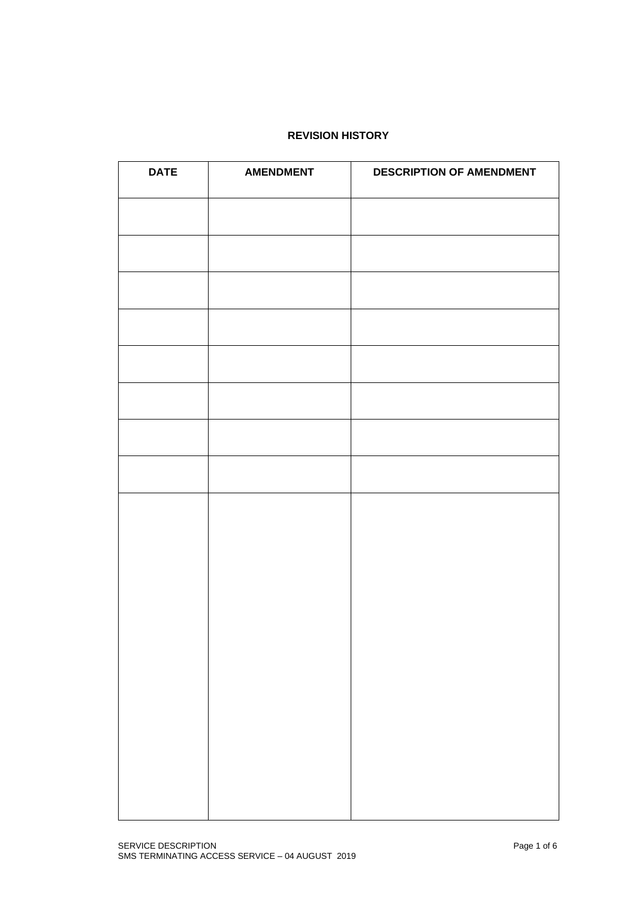## REVISION HISTORY

| DATE | AMENDMENT | DESCRIPTION OF AMENDMENT |
| --- | --- | --- |
| | | |
| | | |
| | | |
| | | |
| | | |
| | | |
| | | |
| | | |
| | | |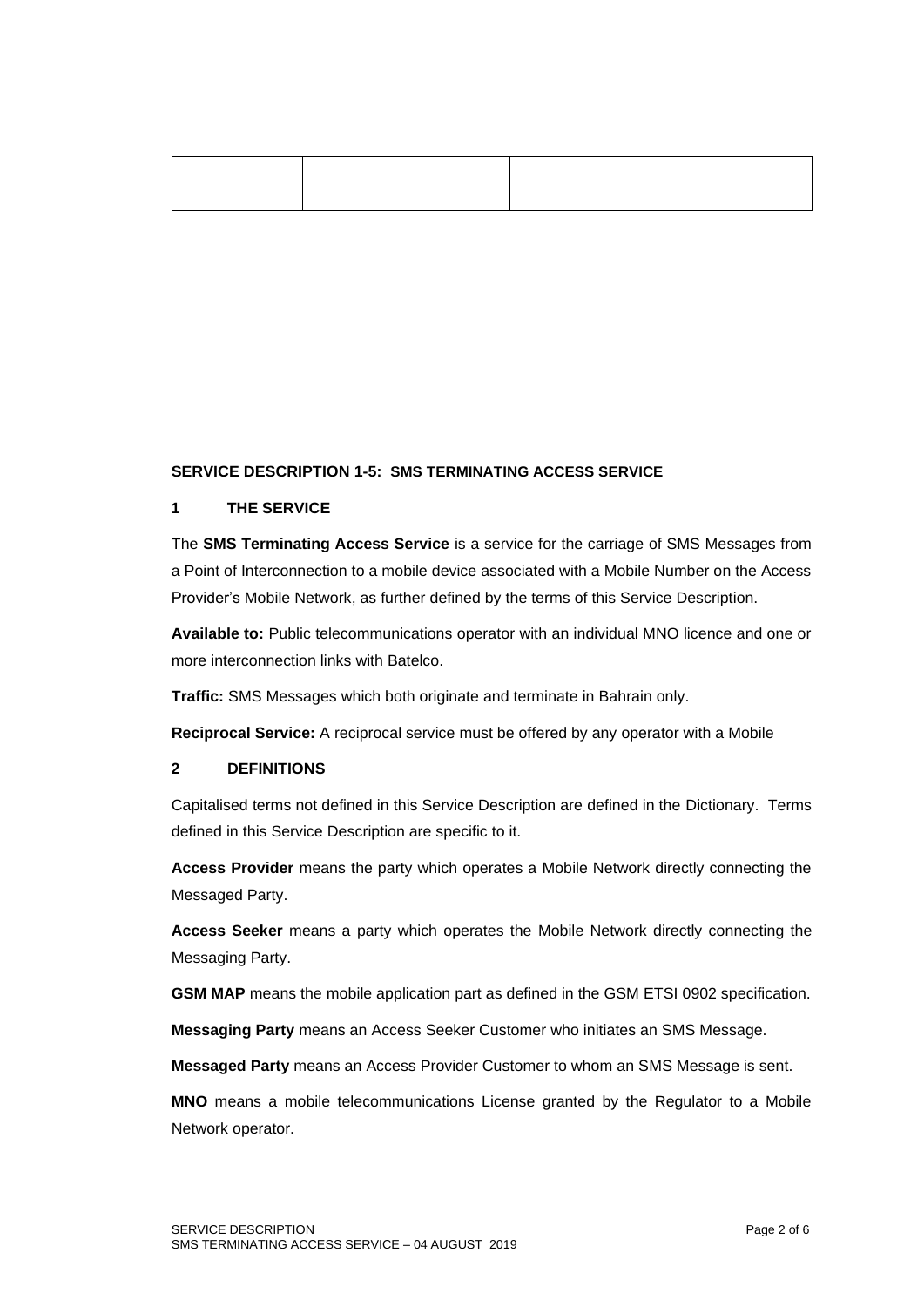| | | |
|---|---|---|
| | | |

**SERVICE DESCRIPTION 1-5: SMS TERMINATING ACCESS SERVICE**

## 1 THE SERVICE

The **SMS Terminating Access Service** is a service for the carriage of SMS Messages from a Point of Interconnection to a mobile device associated with a Mobile Number on the Access Provider's Mobile Network, as further defined by the terms of this Service Description.

**Available to:** Public telecommunications operator with an individual MNO licence and one or more interconnection links with Batelco.

**Traffic:** SMS Messages which both originate and terminate in Bahrain only.

**Reciprocal Service:** A reciprocal service must be offered by any operator with a Mobile

## 2 DEFINITIONS

Capitalised terms not defined in this Service Description are defined in the Dictionary. Terms defined in this Service Description are specific to it.

**Access Provider** means the party which operates a Mobile Network directly connecting the Messaged Party.

**Access Seeker** means a party which operates the Mobile Network directly connecting the Messaging Party.

**GSM MAP** means the mobile application part as defined in the GSM ETSI 0902 specification.

**Messaging Party** means an Access Seeker Customer who initiates an SMS Message.

**Messaged Party** means an Access Provider Customer to whom an SMS Message is sent.

**MNO** means a mobile telecommunications License granted by the Regulator to a Mobile Network operator.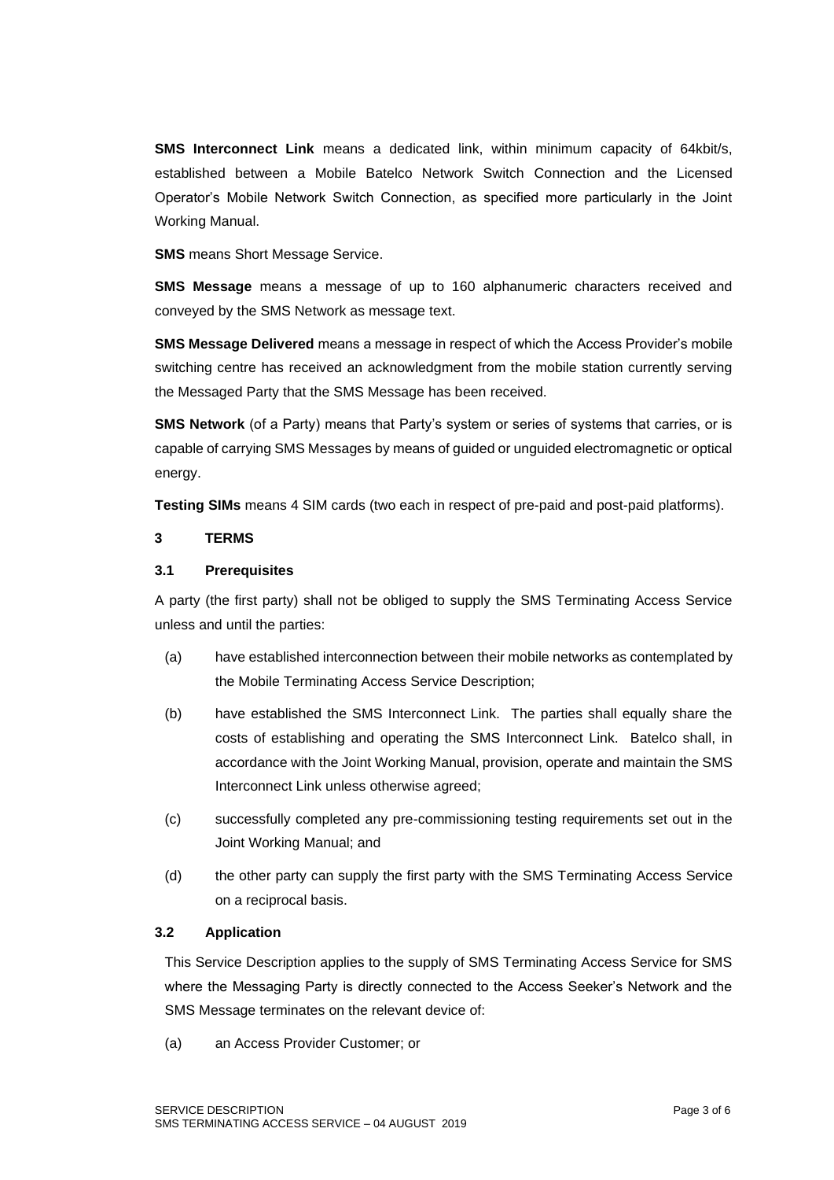**SMS Interconnect Link** means a dedicated link, within minimum capacity of 64kbit/s, established between a Mobile Batelco Network Switch Connection and the Licensed Operator's Mobile Network Switch Connection, as specified more particularly in the Joint Working Manual.

**SMS** means Short Message Service.

**SMS Message** means a message of up to 160 alphanumeric characters received and conveyed by the SMS Network as message text.

**SMS Message Delivered** means a message in respect of which the Access Provider's mobile switching centre has received an acknowledgment from the mobile station currently serving the Messaged Party that the SMS Message has been received.

**SMS Network** (of a Party) means that Party's system or series of systems that carries, or is capable of carrying SMS Messages by means of guided or unguided electromagnetic or optical energy.

**Testing SIMs** means 4 SIM cards (two each in respect of pre-paid and post-paid platforms).

## 3 TERMS

### 3.1 Prerequisites

A party (the first party) shall not be obliged to supply the SMS Terminating Access Service unless and until the parties:

(a) have established interconnection between their mobile networks as contemplated by the Mobile Terminating Access Service Description;

(b) have established the SMS Interconnect Link. The parties shall equally share the costs of establishing and operating the SMS Interconnect Link. Batelco shall, in accordance with the Joint Working Manual, provision, operate and maintain the SMS Interconnect Link unless otherwise agreed;

(c) successfully completed any pre-commissioning testing requirements set out in the Joint Working Manual; and

(d) the other party can supply the first party with the SMS Terminating Access Service on a reciprocal basis.

### 3.2 Application

This Service Description applies to the supply of SMS Terminating Access Service for SMS where the Messaging Party is directly connected to the Access Seeker's Network and the SMS Message terminates on the relevant device of:

(a) an Access Provider Customer; or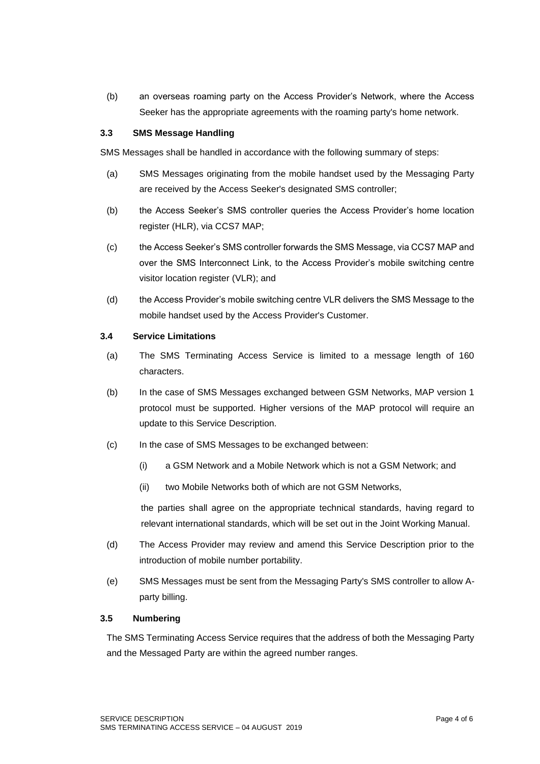(b) an overseas roaming party on the Access Provider's Network, where the Access Seeker has the appropriate agreements with the roaming party's home network.

### 3.3 SMS Message Handling

SMS Messages shall be handled in accordance with the following summary of steps:

(a) SMS Messages originating from the mobile handset used by the Messaging Party are received by the Access Seeker's designated SMS controller;

(b) the Access Seeker's SMS controller queries the Access Provider's home location register (HLR), via CCS7 MAP;

(c) the Access Seeker's SMS controller forwards the SMS Message, via CCS7 MAP and over the SMS Interconnect Link, to the Access Provider's mobile switching centre visitor location register (VLR); and

(d) the Access Provider's mobile switching centre VLR delivers the SMS Message to the mobile handset used by the Access Provider's Customer.

### 3.4 Service Limitations

(a) The SMS Terminating Access Service is limited to a message length of 160 characters.

(b) In the case of SMS Messages exchanged between GSM Networks, MAP version 1 protocol must be supported. Higher versions of the MAP protocol will require an update to this Service Description.

(c) In the case of SMS Messages to be exchanged between:

(i) a GSM Network and a Mobile Network which is not a GSM Network; and

(ii) two Mobile Networks both of which are not GSM Networks,

the parties shall agree on the appropriate technical standards, having regard to relevant international standards, which will be set out in the Joint Working Manual.

(d) The Access Provider may review and amend this Service Description prior to the introduction of mobile number portability.

(e) SMS Messages must be sent from the Messaging Party's SMS controller to allow A-party billing.

### 3.5 Numbering

The SMS Terminating Access Service requires that the address of both the Messaging Party and the Messaged Party are within the agreed number ranges.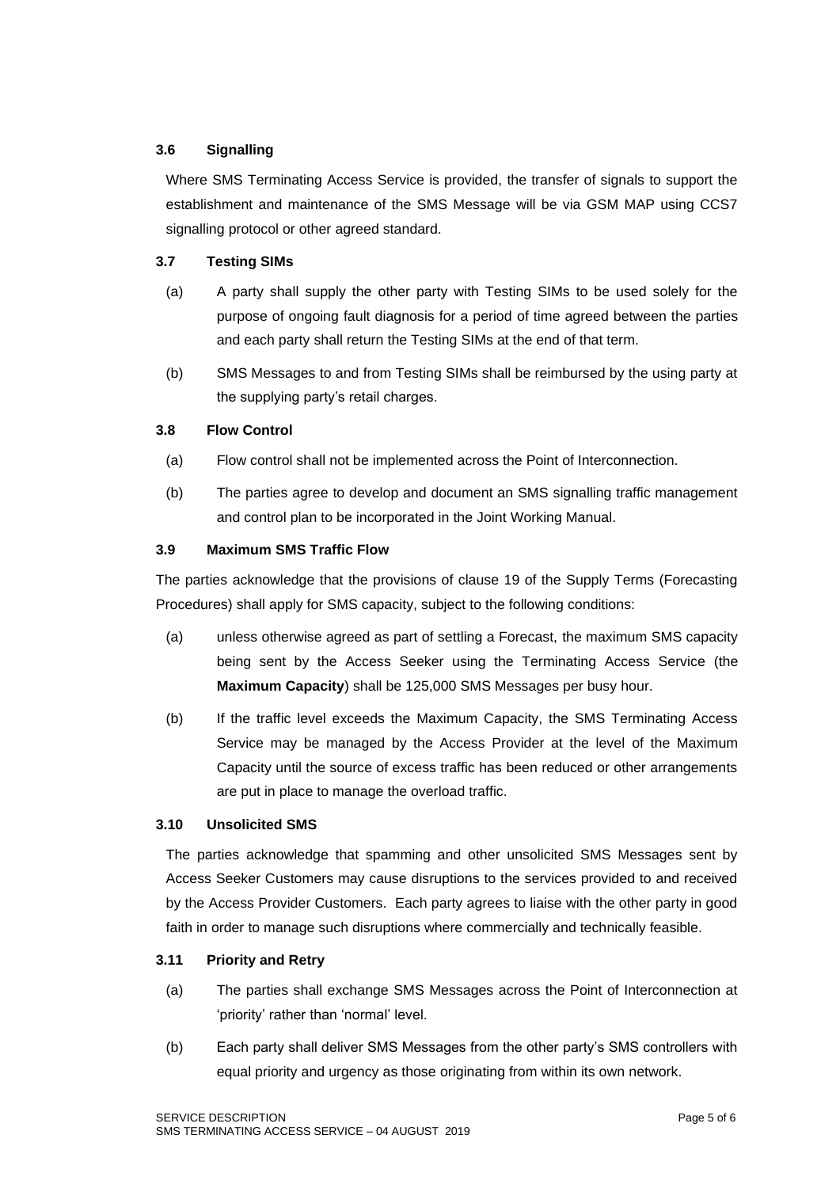### 3.6 Signalling

Where SMS Terminating Access Service is provided, the transfer of signals to support the establishment and maintenance of the SMS Message will be via GSM MAP using CCS7 signalling protocol or other agreed standard.

### 3.7 Testing SIMs

(a) A party shall supply the other party with Testing SIMs to be used solely for the purpose of ongoing fault diagnosis for a period of time agreed between the parties and each party shall return the Testing SIMs at the end of that term.

(b) SMS Messages to and from Testing SIMs shall be reimbursed by the using party at the supplying party's retail charges.

### 3.8 Flow Control

(a) Flow control shall not be implemented across the Point of Interconnection.

(b) The parties agree to develop and document an SMS signalling traffic management and control plan to be incorporated in the Joint Working Manual.

### 3.9 Maximum SMS Traffic Flow

The parties acknowledge that the provisions of clause 19 of the Supply Terms (Forecasting Procedures) shall apply for SMS capacity, subject to the following conditions:

(a) unless otherwise agreed as part of settling a Forecast, the maximum SMS capacity being sent by the Access Seeker using the Terminating Access Service (the **Maximum Capacity**) shall be 125,000 SMS Messages per busy hour.

(b) If the traffic level exceeds the Maximum Capacity, the SMS Terminating Access Service may be managed by the Access Provider at the level of the Maximum Capacity until the source of excess traffic has been reduced or other arrangements are put in place to manage the overload traffic.

### 3.10 Unsolicited SMS

The parties acknowledge that spamming and other unsolicited SMS Messages sent by Access Seeker Customers may cause disruptions to the services provided to and received by the Access Provider Customers. Each party agrees to liaise with the other party in good faith in order to manage such disruptions where commercially and technically feasible.

### 3.11 Priority and Retry

(a) The parties shall exchange SMS Messages across the Point of Interconnection at 'priority' rather than 'normal' level.

(b) Each party shall deliver SMS Messages from the other party's SMS controllers with equal priority and urgency as those originating from within its own network.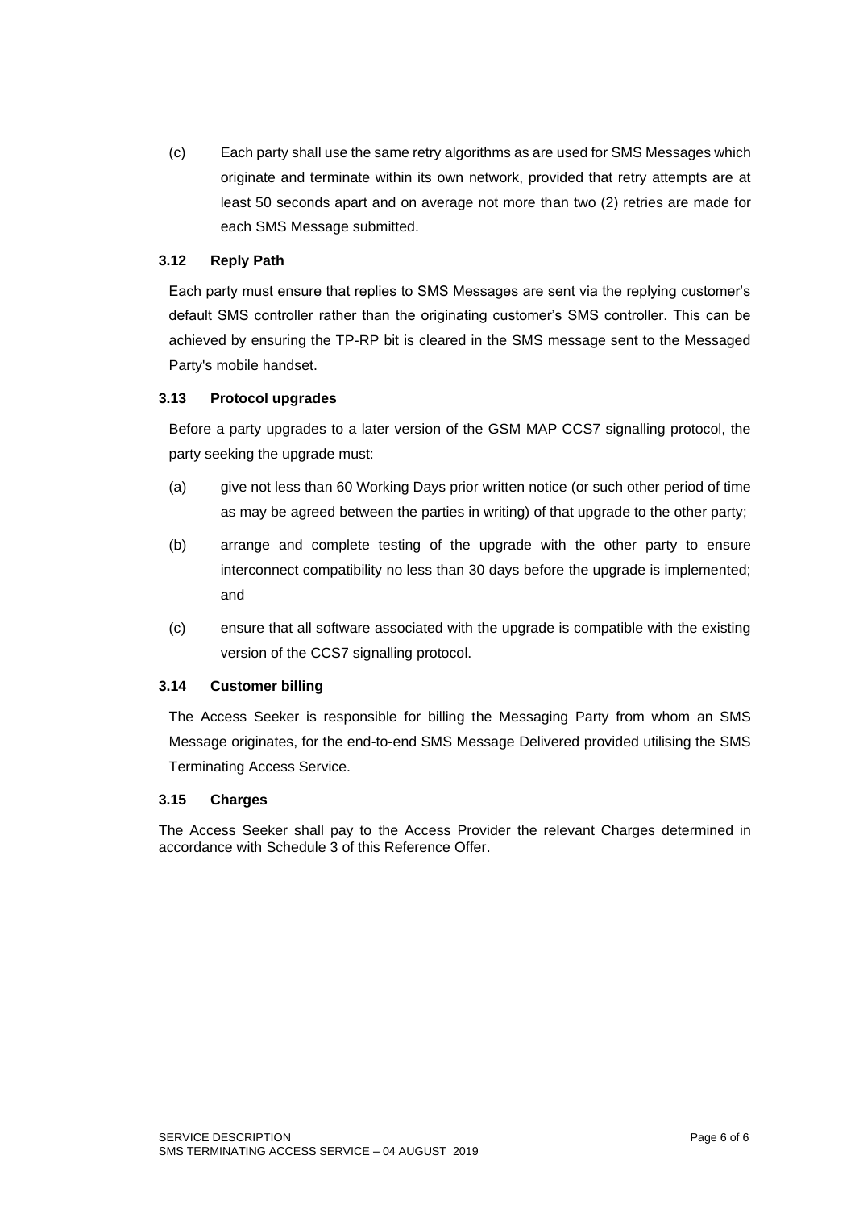(c) Each party shall use the same retry algorithms as are used for SMS Messages which originate and terminate within its own network, provided that retry attempts are at least 50 seconds apart and on average not more than two (2) retries are made for each SMS Message submitted.

### 3.12 Reply Path

Each party must ensure that replies to SMS Messages are sent via the replying customer's default SMS controller rather than the originating customer's SMS controller. This can be achieved by ensuring the TP-RP bit is cleared in the SMS message sent to the Messaged Party's mobile handset.

### 3.13 Protocol upgrades

Before a party upgrades to a later version of the GSM MAP CCS7 signalling protocol, the party seeking the upgrade must:

(a) give not less than 60 Working Days prior written notice (or such other period of time as may be agreed between the parties in writing) of that upgrade to the other party;

(b) arrange and complete testing of the upgrade with the other party to ensure interconnect compatibility no less than 30 days before the upgrade is implemented; and

(c) ensure that all software associated with the upgrade is compatible with the existing version of the CCS7 signalling protocol.

### 3.14 Customer billing

The Access Seeker is responsible for billing the Messaging Party from whom an SMS Message originates, for the end-to-end SMS Message Delivered provided utilising the SMS Terminating Access Service.

### 3.15 Charges

The Access Seeker shall pay to the Access Provider the relevant Charges determined in accordance with Schedule 3 of this Reference Offer.